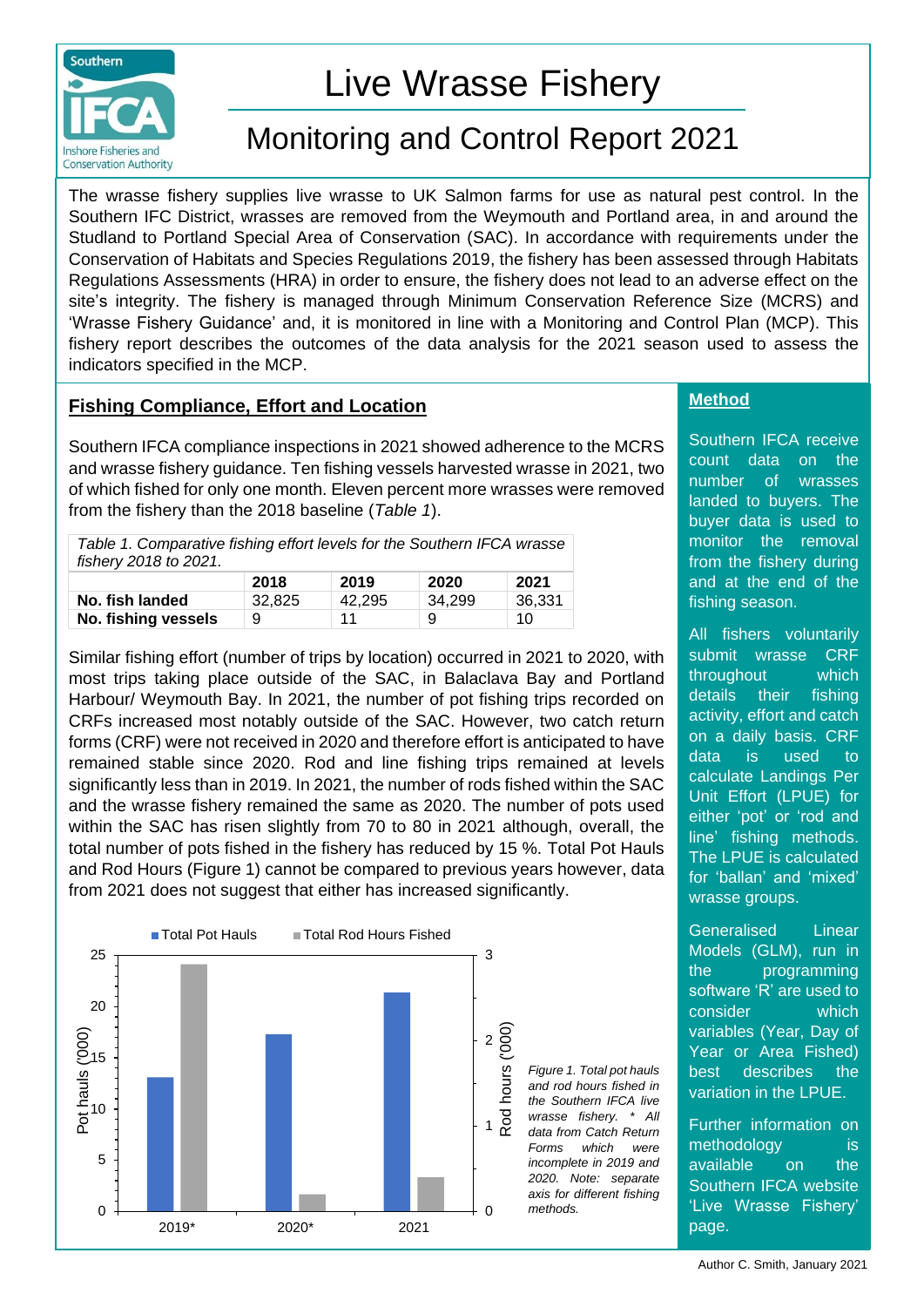# Live Wrasse Fishery

## Monitoring and Control Report 2021

The wrasse fishery supplies live wrasse to UK Salmon farms for use as natural pest control. In the Southern IFC District, wrasses are removed from the Weymouth and Portland area, in and around the Studland to Portland Special Area of Conservation (SAC). In accordance with requirements under the Conservation of Habitats and Species Regulations 2019, the fishery has been assessed through Habitats Regulations Assessments (HRA) in order to ensure, the fishery does not lead to an adverse effect on the site's integrity. The fishery is managed through Minimum Conservation Reference Size (MCRS) and 'Wrasse Fishery Guidance' and, it is monitored in line with a Monitoring and Control Plan (MCP). This fishery report describes the outcomes of the data analysis for the 2021 season used to assess the indicators specified in the MCP.

### Fishing Compliance, Effort and Location

Southern IFCA compliance inspections in 2021 showed adherence to the MCRS and wrasse fishery guidance. Ten fishing vessels harvested wrasse in 2021, two of which fished for only one month. Eleven percent more wrasses were removed from the fishery than the 2018 baseline (*Table 1*).

*Table 1. Comparative fishing effort levels for the Southern IFCA wrasse fishery 2018 to 2021.*

| | 2018 | 2019 | 2020 | 2021 |
|---|---|---|---|---|
| **No. fish landed** | 32,825 | 42,295 | 34,299 | 36,331 |
| **No. fishing vessels** | 9 | 11 | 9 | 10 |

Similar fishing effort (number of trips by location) occurred in 2021 to 2020, with most trips taking place outside of the SAC, in Balaclava Bay and Portland Harbour/ Weymouth Bay. In 2021, the number of pot fishing trips recorded on CRFs increased most notably outside of the SAC. However, two catch return forms (CRF) were not received in 2020 and therefore effort is anticipated to have remained stable since 2020. Rod and line fishing trips remained at levels significantly less than in 2019. In 2021, the number of rods fished within the SAC and the wrasse fishery remained the same as 2020. The number of pots used within the SAC has risen slightly from 70 to 80 in 2021 although, overall, the total number of pots fished in the fishery has reduced by 15 %. Total Pot Hauls and Rod Hours (Figure 1) cannot be compared to previous years however, data from 2021 does not suggest that either has increased significantly.

*Figure 1. Total pot hauls and rod hours fished in the Southern IFCA live wrasse fishery. \* All data from Catch Return Forms which were incomplete in 2019 and 2020. Note: separate axis for different fishing methods.*

### Method

Southern IFCA receive count data on the number of wrasses landed to buyers. The buyer data is used to monitor the removal from the fishery during and at the end of the fishing season.

All fishers voluntarily submit wrasse CRF throughout which details their fishing activity, effort and catch on a daily basis. CRF data is used to calculate Landings Per Unit Effort (LPUE) for either 'pot' or 'rod and line' fishing methods. The LPUE is calculated for 'ballan' and 'mixed' wrasse groups.

Generalised Linear Models (GLM), run in the programming software 'R' are used to consider which variables (Year, Day of Year or Area Fished) best describes the variation in the LPUE.

Further information on methodology is available on the Southern IFCA website 'Live Wrasse Fishery' page.

Author C. Smith, January 2021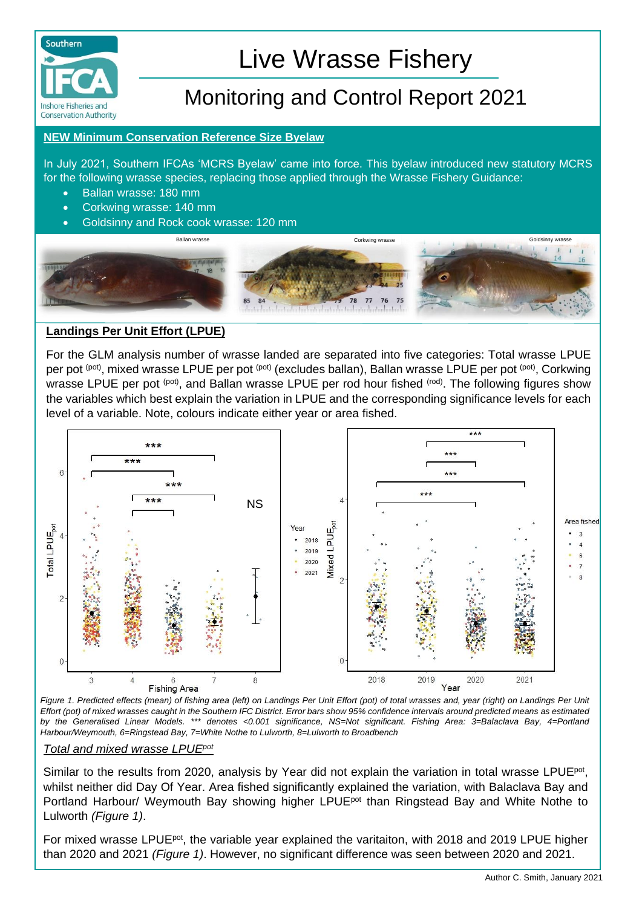# Live Wrasse Fishery

## Monitoring and Control Report 2021

**NEW Minimum Conservation Reference Size Byelaw**

In July 2021, Southern IFCAs 'MCRS Byelaw' came into force. This byelaw introduced new statutory MCRS for the following wrasse species, replacing those applied through the Wrasse Fishery Guidance:

- Ballan wrasse: 180 mm
- Corkwing wrasse: 140 mm
- Goldsinny and Rock cook wrasse: 120 mm

**Landings Per Unit Effort (LPUE)**

For the GLM analysis number of wrasse landed are separated into five categories: Total wrasse LPUE per pot $^{(pot)}$, mixed wrasse LPUE per pot $^{(pot)}$ (excludes ballan), Ballan wrasse LPUE per pot $^{(pot)}$, Corkwing wrasse LPUE per pot $^{(pot)}$, and Ballan wrasse LPUE per rod hour fished $^{(rod)}$. The following figures show the variables which best explain the variation in LPUE and the corresponding significance levels for each level of a variable. Note, colours indicate either year or area fished.

*Figure 1. Predicted effects (mean) of fishing area (left) on Landings Per Unit Effort (pot) of total wrasses and, year (right) on Landings Per Unit Effort (pot) of mixed wrasses caught in the Southern IFC District. Error bars show 95% confidence intervals around predicted means as estimated by the Generalised Linear Models. \*\*\* denotes <0.001 significance, NS=Not significant. Fishing Area: 3=Balaclava Bay, 4=Portland Harbour/Weymouth, 6=Ringstead Bay, 7=White Nothe to Lulworth, 8=Lulworth to Broadbench*

*Total and mixed wrasse LPUE$^{pot}$*

Similar to the results from 2020, analysis by Year did not explain the variation in total wrasse LPUE$^{pot}$, whilst neither did Day Of Year. Area fished significantly explained the variation, with Balaclava Bay and Portland Harbour/ Weymouth Bay showing higher LPUE$^{pot}$ than Ringstead Bay and White Nothe to Lulworth *(Figure 1)*.

For mixed wrasse LPUE$^{pot}$, the variable year explained the varitaiton, with 2018 and 2019 LPUE higher than 2020 and 2021 *(Figure 1)*. However, no significant difference was seen between 2020 and 2021.

Author C. Smith, January 2021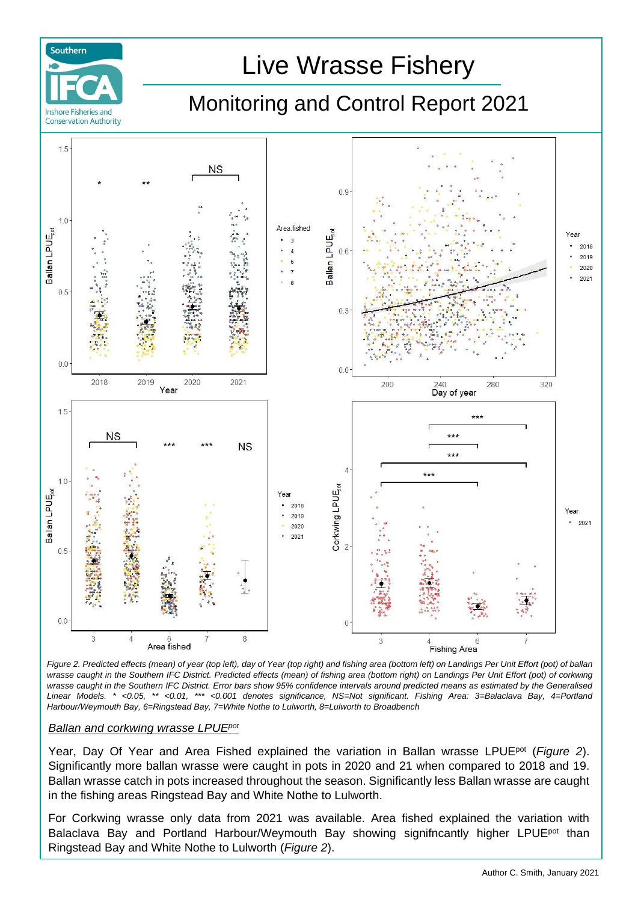# Live Wrasse Fishery

## Monitoring and Control Report 2021

*Figure 2. Predicted effects (mean) of year (top left), day of Year (top right) and fishing area (bottom left) on Landings Per Unit Effort (pot) of ballan wrasse caught in the Southern IFC District. Predicted effects (mean) of fishing area (bottom right) on Landings Per Unit Effort (pot) of corkwing wrasse caught in the Southern IFC District. Error bars show 95% confidence intervals around predicted means as estimated by the Generalised Linear Models. * <0.05, ** <0.01, *** <0.001 denotes significance, NS=Not significant. Fishing Area: 3=Balaclava Bay, 4=Portland Harbour/Weymouth Bay, 6=Ringstead Bay, 7=White Nothe to Lulworth, 8=Lulworth to Broadbench*

### *Ballan and corkwing wrasse $LPUE^{pot}$*

Year, Day Of Year and Area Fished explained the variation in Ballan wrasse $LPUE^{pot}$ (*Figure 2*). Significantly more ballan wrasse were caught in pots in 2020 and 21 when compared to 2018 and 19. Ballan wrasse catch in pots increased throughout the season. Significantly less Ballan wrasse are caught in the fishing areas Ringstead Bay and White Nothe to Lulworth.

For Corkwing wrasse only data from 2021 was available. Area fished explained the variation with Balaclava Bay and Portland Harbour/Weymouth Bay showing signifncantly higher $LPUE^{pot}$ than Ringstead Bay and White Nothe to Lulworth (*Figure 2*).

Author C. Smith, January 2021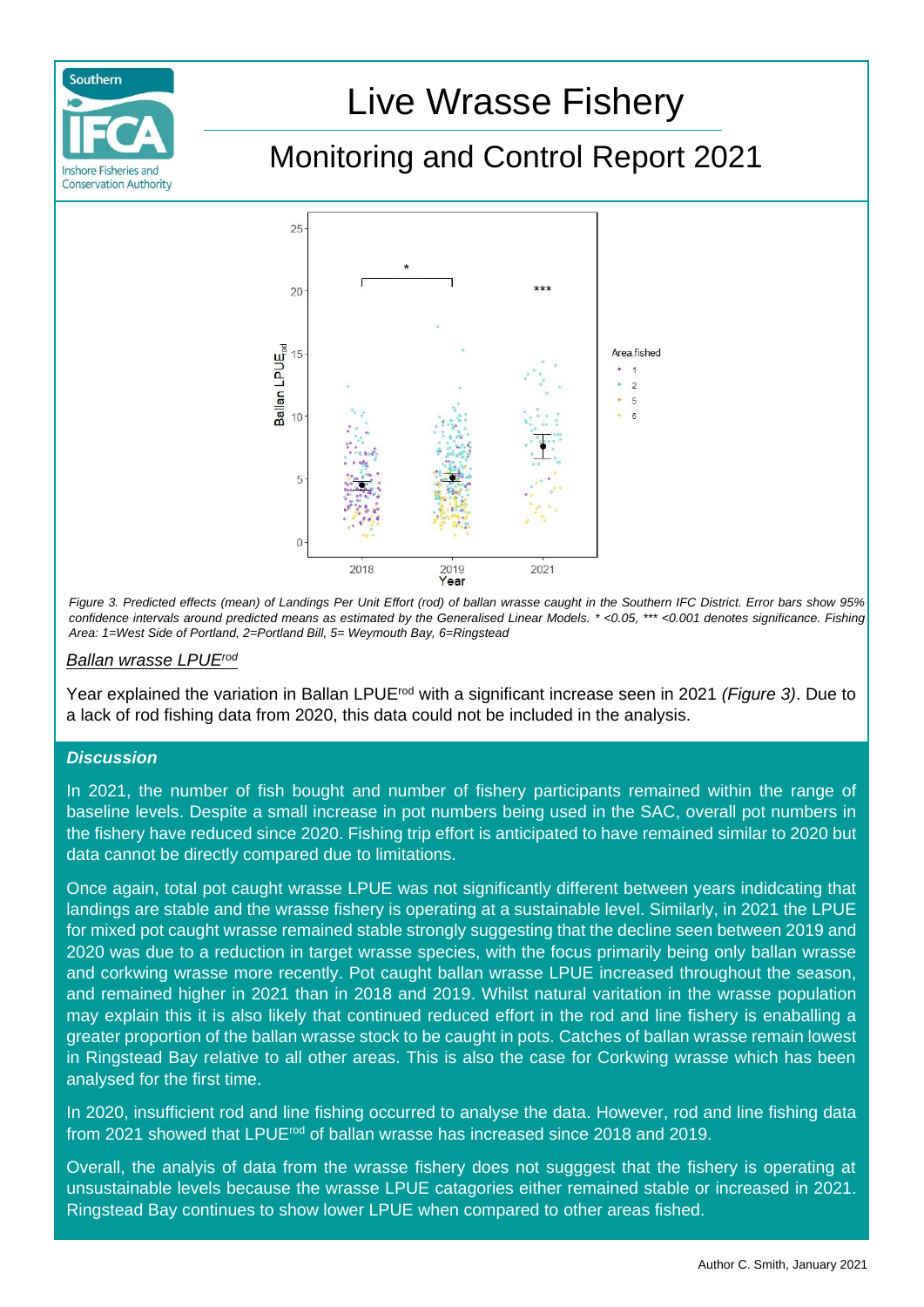# Live Wrasse Fishery

## Monitoring and Control Report 2021

25
20
15
10
5
0
Ballan LPUE$_{rod}$
*
***
2018
2019
2021
Year
Area.fished
1
2
5
6

*Figure 3. Predicted effects (mean) of Landings Per Unit Effort (rod) of ballan wrasse caught in the Southern IFC District. Error bars show 95% confidence intervals around predicted means as estimated by the Generalised Linear Models. * <0.05, *** <0.001 denotes significance. Fishing Area: 1=West Side of Portland, 2=Portland Bill, 5= Weymouth Bay, 6=Ringstead*

*Ballan wrasse LPUE$^{rod}$*

Year explained the variation in Ballan LPUE$^{rod}$ with a significant increase seen in 2021 *(Figure 3)*. Due to a lack of rod fishing data from 2020, this data could not be included in the analysis.

### Discussion

In 2021, the number of fish bought and number of fishery participants remained within the range of baseline levels. Despite a small increase in pot numbers being used in the SAC, overall pot numbers in the fishery have reduced since 2020. Fishing trip effort is anticipated to have remained similar to 2020 but data cannot be directly compared due to limitations.

Once again, total pot caught wrasse LPUE was not significantly different between years indidcating that landings are stable and the wrasse fishery is operating at a sustainable level. Similarly, in 2021 the LPUE for mixed pot caught wrasse remained stable strongly suggesting that the decline seen between 2019 and 2020 was due to a reduction in target wrasse species, with the focus primarily being only ballan wrasse and corkwing wrasse more recently. Pot caught ballan wrasse LPUE increased throughout the season, and remained higher in 2021 than in 2018 and 2019. Whilst natural varitation in the wrasse population may explain this it is also likely that continued reduced effort in the rod and line fishery is enaballing a greater proportion of the ballan wrasse stock to be caught in pots. Catches of ballan wrasse remain lowest in Ringstead Bay relative to all other areas. This is also the case for Corkwing wrasse which has been analysed for the first time.

In 2020, insufficient rod and line fishing occurred to analyse the data. However, rod and line fishing data from 2021 showed that LPUE$^{rod}$ of ballan wrasse has increased since 2018 and 2019.

Overall, the analyis of data from the wrasse fishery does not sugggest that the fishery is operating at unsustainable levels because the wrasse LPUE catagories either remained stable or increased in 2021. Ringstead Bay continues to show lower LPUE when compared to other areas fished.

Author C. Smith, January 2021